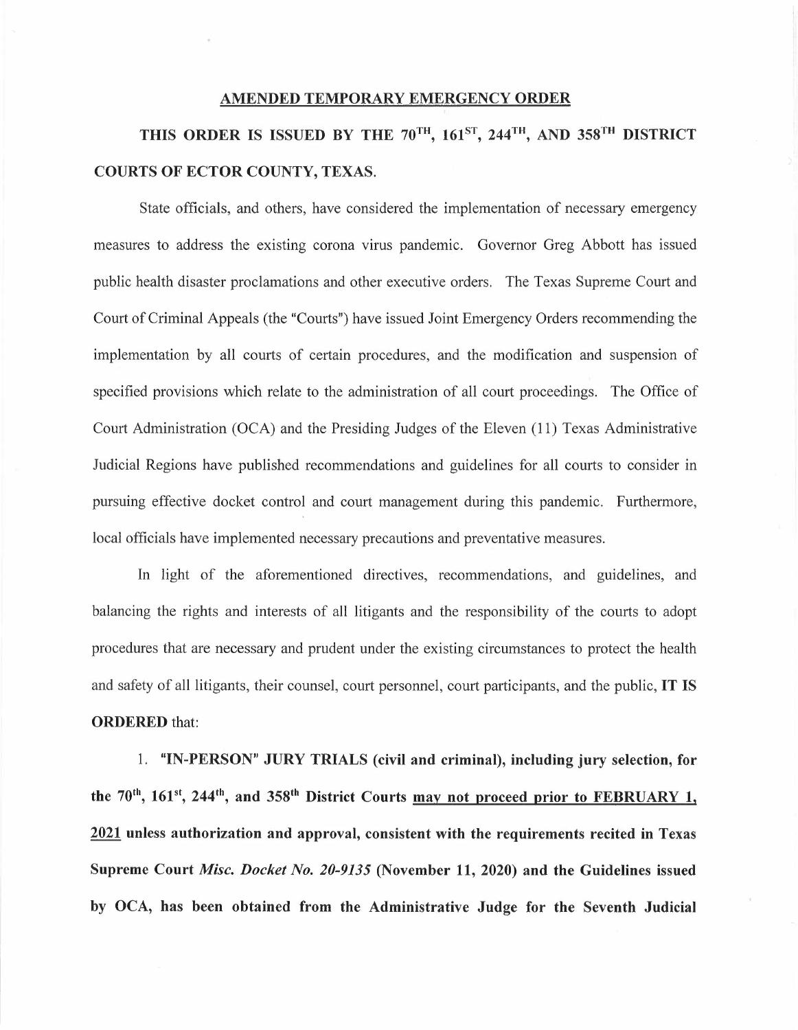**<u>AMENDED TEMPORARY EMERGENCY ORDER</u>**

**THIS ORDER IS ISSUED BY THE 70$^{TH}$, 161$^{ST}$, 244$^{TH}$, AND 358$^{TH}$ DISTRICT COURTS OF ECTOR COUNTY, TEXAS.**

State officials, and others, have considered the implementation of necessary emergency measures to address the existing corona virus pandemic. Governor Greg Abbott has issued public health disaster proclamations and other executive orders. The Texas Supreme Court and Court of Criminal Appeals (the "Courts") have issued Joint Emergency Orders recommending the implementation by all courts of certain procedures, and the modification and suspension of specified provisions which relate to the administration of all court proceedings. The Office of Court Administration (OCA) and the Presiding Judges of the Eleven (11) Texas Administrative Judicial Regions have published recommendations and guidelines for all courts to consider in pursuing effective docket control and court management during this pandemic. Furthermore, local officials have implemented necessary precautions and preventative measures.

In light of the aforementioned directives, recommendations, and guidelines, and balancing the rights and interests of all litigants and the responsibility of the courts to adopt procedures that are necessary and prudent under the existing circumstances to protect the health and safety of all litigants, their counsel, court personnel, court participants, and the public, **IT IS ORDERED** that:

1. **"IN-PERSON" JURY TRIALS (civil and criminal), including jury selection, for the 70$^{th}$, 161$^{st}$, 244$^{th}$, and 358$^{th}$ District Courts <u>may not proceed prior to FEBRUARY 1, 2021</u> unless authorization and approval, consistent with the requirements recited in Texas Supreme Court *Misc. Docket No. 20-9135* (November 11, 2020) and the Guidelines issued by OCA, has been obtained from the Administrative Judge for the Seventh Judicial**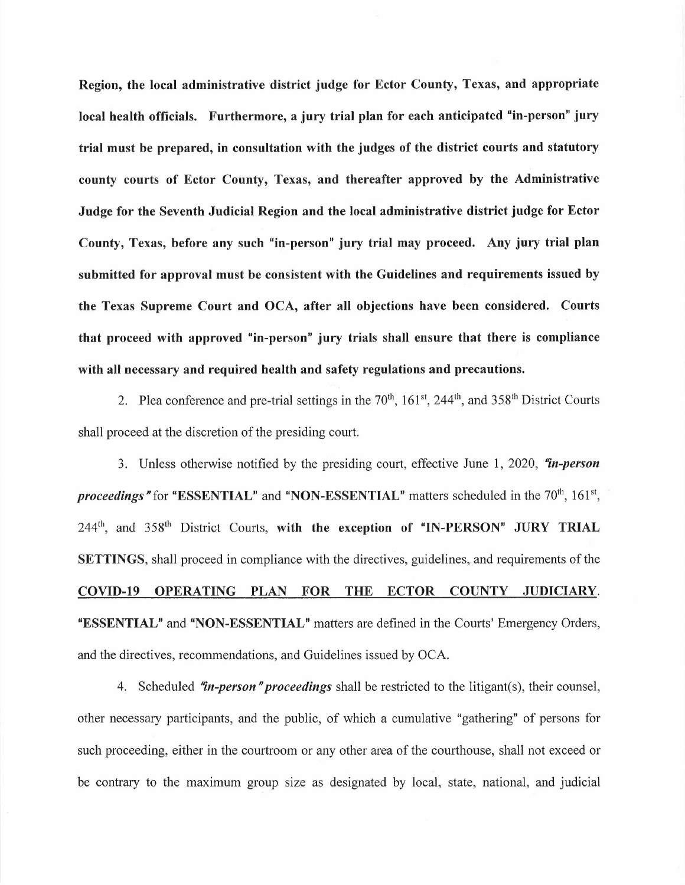**Region, the local administrative district judge for Ector County, Texas, and appropriate local health officials. Furthermore, a jury trial plan for each anticipated "in-person" jury trial must be prepared, in consultation with the judges of the district courts and statutory county courts of Ector County, Texas, and thereafter approved by the Administrative Judge for the Seventh Judicial Region and the local administrative district judge for Ector County, Texas, before any such "in-person" jury trial may proceed. Any jury trial plan submitted for approval must be consistent with the Guidelines and requirements issued by the Texas Supreme Court and OCA, after all objections have been considered. Courts that proceed with approved "in-person" jury trials shall ensure that there is compliance with all necessary and required health and safety regulations and precautions.**

2. Plea conference and pre-trial settings in the 70th, 161st, 244th, and 358th District Courts shall proceed at the discretion of the presiding court.

3. Unless otherwise notified by the presiding court, effective June 1, 2020, ***"in-person proceedings"*** for **"ESSENTIAL"** and **"NON-ESSENTIAL"** matters scheduled in the 70th, 161st, 244th, and 358th District Courts, **with the exception of "IN-PERSON" JURY TRIAL SETTINGS**, shall proceed in compliance with the directives, guidelines, and requirements of the **COVID-19 OPERATING PLAN FOR THE ECTOR COUNTY JUDICIARY**. **"ESSENTIAL"** and **"NON-ESSENTIAL"** matters are defined in the Courts' Emergency Orders, and the directives, recommendations, and Guidelines issued by OCA.

4. Scheduled ***"in-person" proceedings*** shall be restricted to the litigant(s), their counsel, other necessary participants, and the public, of which a cumulative "gathering" of persons for such proceeding, either in the courtroom or any other area of the courthouse, shall not exceed or be contrary to the maximum group size as designated by local, state, national, and judicial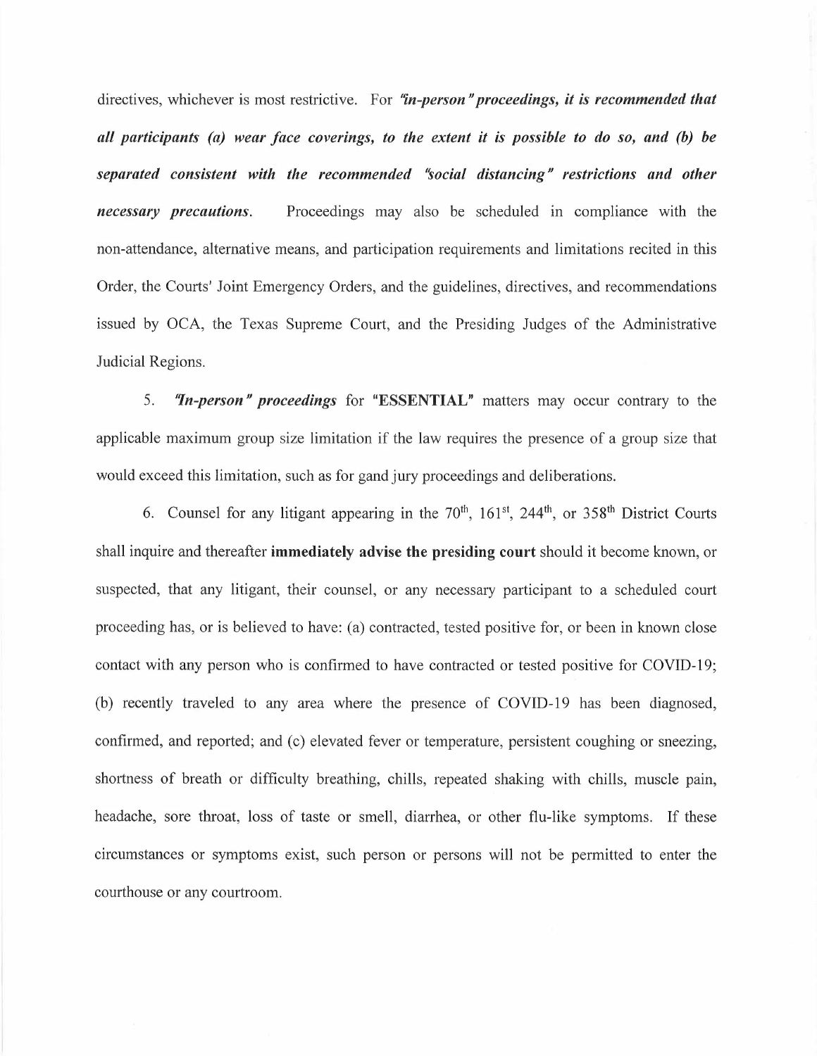directives, whichever is most restrictive. For ***"in-person" proceedings, it is recommended that all participants (a) wear face coverings, to the extent it is possible to do so, and (b) be separated consistent with the recommended "social distancing" restrictions and other necessary precautions.*** Proceedings may also be scheduled in compliance with the non-attendance, alternative means, and participation requirements and limitations recited in this Order, the Courts' Joint Emergency Orders, and the guidelines, directives, and recommendations issued by OCA, the Texas Supreme Court, and the Presiding Judges of the Administrative Judicial Regions.

5. ***"In-person" proceedings*** for **"ESSENTIAL"** matters may occur contrary to the applicable maximum group size limitation if the law requires the presence of a group size that would exceed this limitation, such as for gand jury proceedings and deliberations.

6. Counsel for any litigant appearing in the 70th, 161st, 244th, or 358th District Courts shall inquire and thereafter **immediately advise the presiding court** should it become known, or suspected, that any litigant, their counsel, or any necessary participant to a scheduled court proceeding has, or is believed to have: (a) contracted, tested positive for, or been in known close contact with any person who is confirmed to have contracted or tested positive for COVID-19; (b) recently traveled to any area where the presence of COVID-19 has been diagnosed, confirmed, and reported; and (c) elevated fever or temperature, persistent coughing or sneezing, shortness of breath or difficulty breathing, chills, repeated shaking with chills, muscle pain, headache, sore throat, loss of taste or smell, diarrhea, or other flu-like symptoms. If these circumstances or symptoms exist, such person or persons will not be permitted to enter the courthouse or any courtroom.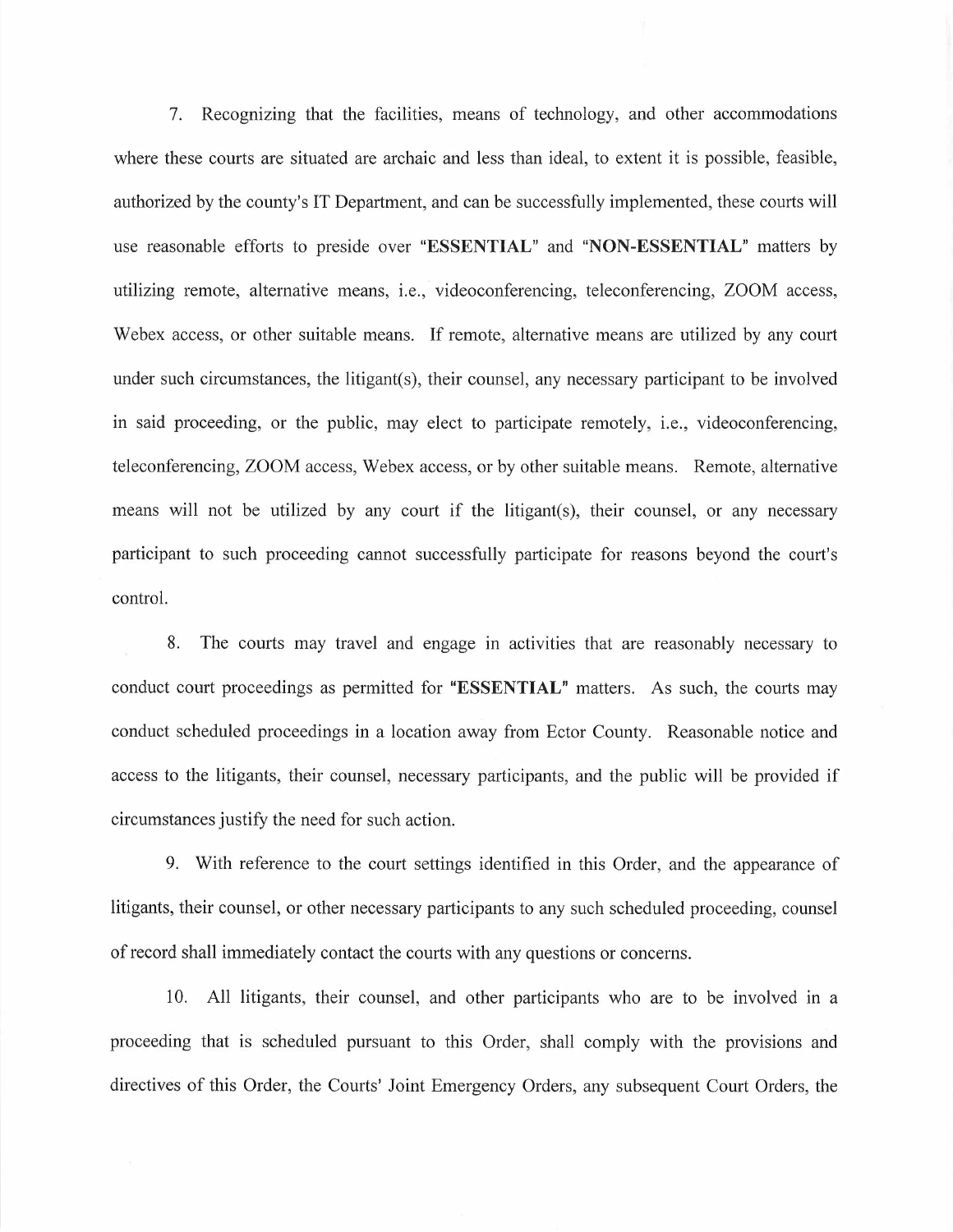7. Recognizing that the facilities, means of technology, and other accommodations where these courts are situated are archaic and less than ideal, to extent it is possible, feasible, authorized by the county's IT Department, and can be successfully implemented, these courts will use reasonable efforts to preside over "**ESSENTIAL**" and "**NON-ESSENTIAL**" matters by utilizing remote, alternative means, i.e., videoconferencing, teleconferencing, ZOOM access, Webex access, or other suitable means. If remote, alternative means are utilized by any court under such circumstances, the litigant(s), their counsel, any necessary participant to be involved in said proceeding, or the public, may elect to participate remotely, i.e., videoconferencing, teleconferencing, ZOOM access, Webex access, or by other suitable means. Remote, alternative means will not be utilized by any court if the litigant(s), their counsel, or any necessary participant to such proceeding cannot successfully participate for reasons beyond the court's control.

8. The courts may travel and engage in activities that are reasonably necessary to conduct court proceedings as permitted for "**ESSENTIAL**" matters. As such, the courts may conduct scheduled proceedings in a location away from Ector County. Reasonable notice and access to the litigants, their counsel, necessary participants, and the public will be provided if circumstances justify the need for such action.

9. With reference to the court settings identified in this Order, and the appearance of litigants, their counsel, or other necessary participants to any such scheduled proceeding, counsel of record shall immediately contact the courts with any questions or concerns.

10. All litigants, their counsel, and other participants who are to be involved in a proceeding that is scheduled pursuant to this Order, shall comply with the provisions and directives of this Order, the Courts' Joint Emergency Orders, any subsequent Court Orders, the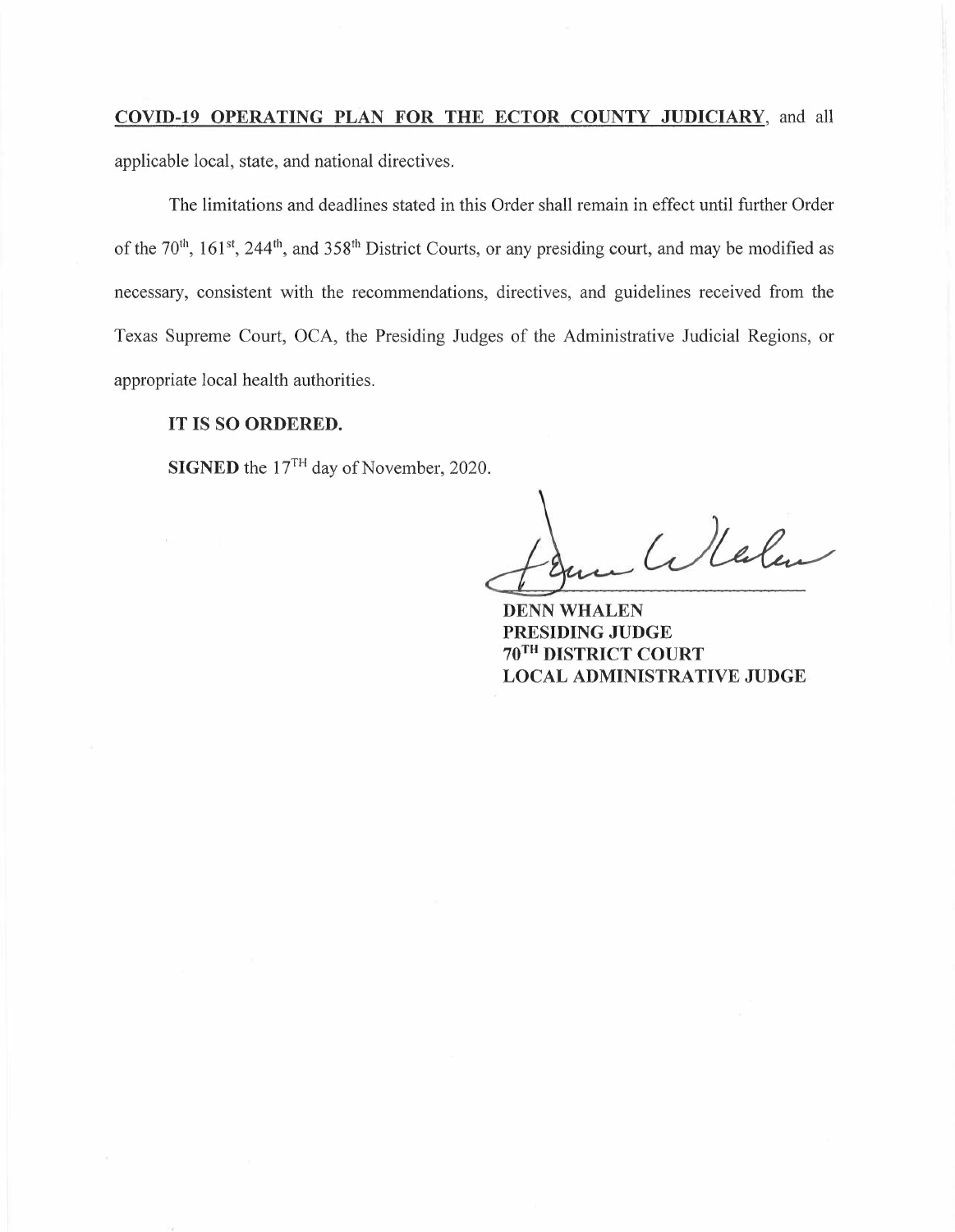**COVID-19 OPERATING PLAN FOR THE ECTOR COUNTY JUDICIARY**, and all applicable local, state, and national directives.

The limitations and deadlines stated in this Order shall remain in effect until further Order of the 70th, 161st, 244th, and 358th District Courts, or any presiding court, and may be modified as necessary, consistent with the recommendations, directives, and guidelines received from the Texas Supreme Court, OCA, the Presiding Judges of the Administrative Judicial Regions, or appropriate local health authorities.

**IT IS SO ORDERED.**

**SIGNED** the 17TH day of November, 2020.

**DENN WHALEN**
**PRESIDING JUDGE**
**70TH DISTRICT COURT**
**LOCAL ADMINISTRATIVE JUDGE**